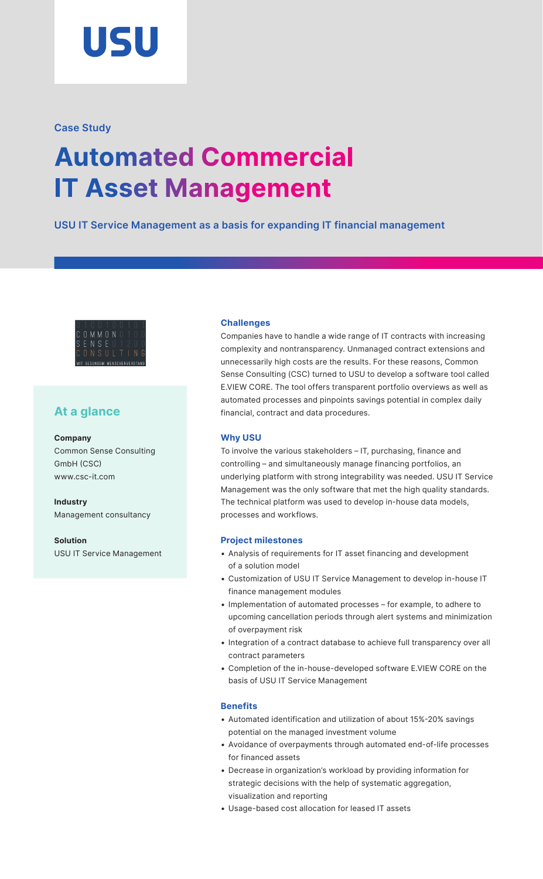USU

Case Study

# Automated Commercial IT Asset Management

**USU IT Service Management as a basis for expanding IT financial management**

COMMON SENSE CONSULTING
MIT GESUNDEM MENSCHENVERSTAND

## At a glance

**Company**
Common Sense Consulting GmbH (CSC)
www.csc-it.com

**Industry**
Management consultancy

**Solution**
USU IT Service Management

### Challenges

Companies have to handle a wide range of IT contracts with increasing complexity and nontransparency. Unmanaged contract extensions and unnecessarily high costs are the results. For these reasons, Common Sense Consulting (CSC) turned to USU to develop a software tool called E.VIEW CORE. The tool offers transparent portfolio overviews as well as automated processes and pinpoints savings potential in complex daily financial, contract and data procedures.

### Why USU

To involve the various stakeholders – IT, purchasing, finance and controlling – and simultaneously manage financing portfolios, an underlying platform with strong integrability was needed. USU IT Service Management was the only software that met the high quality standards. The technical platform was used to develop in-house data models, processes and workflows.

### Project milestones

- Analysis of requirements for IT asset financing and development of a solution model
- Customization of USU IT Service Management to develop in-house IT finance management modules
- Implementation of automated processes – for example, to adhere to upcoming cancellation periods through alert systems and minimization of overpayment risk
- Integration of a contract database to achieve full transparency over all contract parameters
- Completion of the in-house-developed software E.VIEW CORE on the basis of USU IT Service Management

### Benefits

- Automated identification and utilization of about 15%-20% savings potential on the managed investment volume
- Avoidance of overpayments through automated end-of-life processes for financed assets
- Decrease in organization's workload by providing information for strategic decisions with the help of systematic aggregation, visualization and reporting
- Usage-based cost allocation for leased IT assets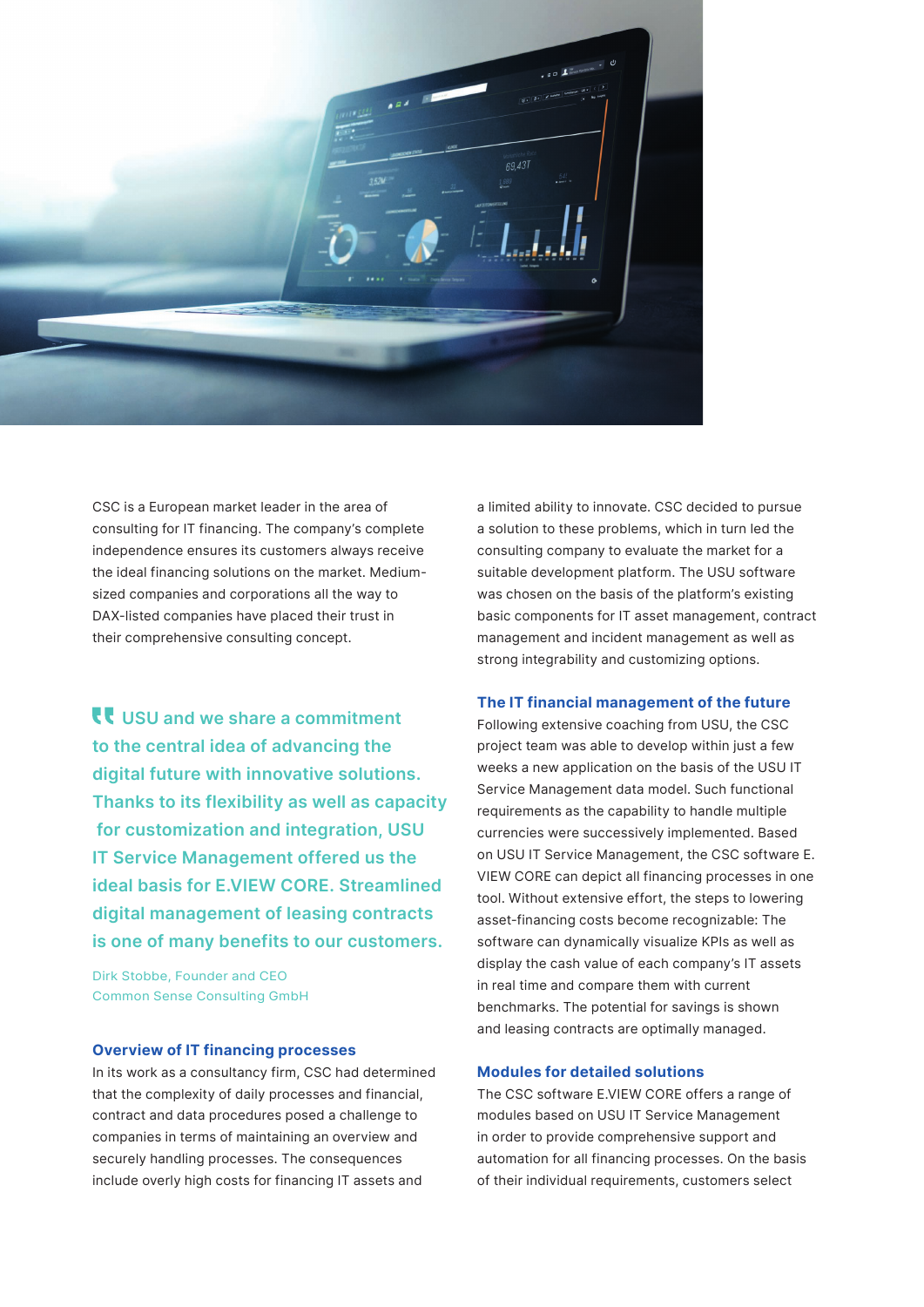CSC is a European market leader in the area of consulting for IT financing. The company's complete independence ensures its customers always receive the ideal financing solutions on the market. Medium-sized companies and corporations all the way to DAX-listed companies have placed their trust in their comprehensive consulting concept.

> USU and we share a commitment to the central idea of advancing the digital future with innovative solutions. Thanks to its flexibility as well as capacity for customization and integration, USU IT Service Management offered us the ideal basis for E.VIEW CORE. Streamlined digital management of leasing contracts is one of many benefits to our customers.
>
> Dirk Stobbe, Founder and CEO
> Common Sense Consulting GmbH

### Overview of IT financing processes

In its work as a consultancy firm, CSC had determined that the complexity of daily processes and financial, contract and data procedures posed a challenge to companies in terms of maintaining an overview and securely handling processes. The consequences include overly high costs for financing IT assets and a limited ability to innovate. CSC decided to pursue a solution to these problems, which in turn led the consulting company to evaluate the market for a suitable development platform. The USU software was chosen on the basis of the platform's existing basic components for IT asset management, contract management and incident management as well as strong integrability and customizing options.

### The IT financial management of the future

Following extensive coaching from USU, the CSC project team was able to develop within just a few weeks a new application on the basis of the USU IT Service Management data model. Such functional requirements as the capability to handle multiple currencies were successively implemented. Based on USU IT Service Management, the CSC software E.VIEW CORE can depict all financing processes in one tool. Without extensive effort, the steps to lowering asset-financing costs become recognizable: The software can dynamically visualize KPIs as well as display the cash value of each company's IT assets in real time and compare them with current benchmarks. The potential for savings is shown and leasing contracts are optimally managed.

### Modules for detailed solutions

The CSC software E.VIEW CORE offers a range of modules based on USU IT Service Management in order to provide comprehensive support and automation for all financing processes. On the basis of their individual requirements, customers select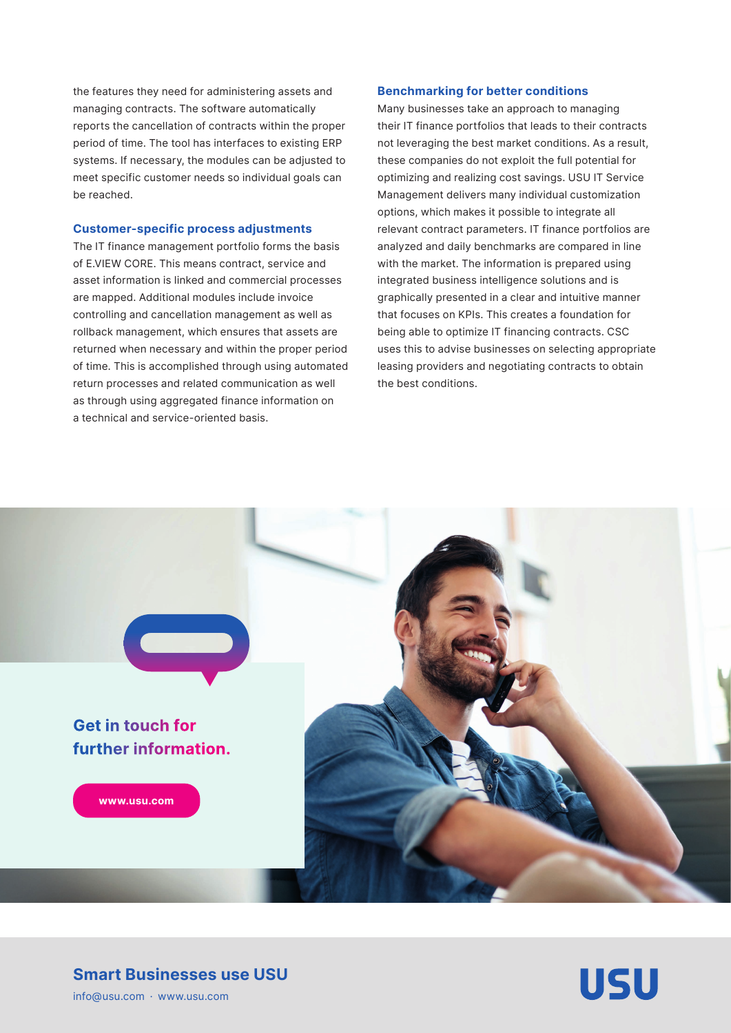the features they need for administering assets and managing contracts. The software automatically reports the cancellation of contracts within the proper period of time. The tool has interfaces to existing ERP systems. If necessary, the modules can be adjusted to meet specific customer needs so individual goals can be reached.

### Customer-specific process adjustments

The IT finance management portfolio forms the basis of E.VIEW CORE. This means contract, service and asset information is linked and commercial processes are mapped. Additional modules include invoice controlling and cancellation management as well as rollback management, which ensures that assets are returned when necessary and within the proper period of time. This is accomplished through using automated return processes and related communication as well as through using aggregated finance information on a technical and service-oriented basis.

### Benchmarking for better conditions

Many businesses take an approach to managing their IT finance portfolios that leads to their contracts not leveraging the best market conditions. As a result, these companies do not exploit the full potential for optimizing and realizing cost savings. USU IT Service Management delivers many individual customization options, which makes it possible to integrate all relevant contract parameters. IT finance portfolios are analyzed and daily benchmarks are compared in line with the market. The information is prepared using integrated business intelligence solutions and is graphically presented in a clear and intuitive manner that focuses on KPIs. This creates a foundation for being able to optimize IT financing contracts. CSC uses this to advise businesses on selecting appropriate leasing providers and negotiating contracts to obtain the best conditions.

**Get in touch for further information.**

www.usu.com

**Smart Businesses use USU**

info@usu.com · www.usu.com

USU